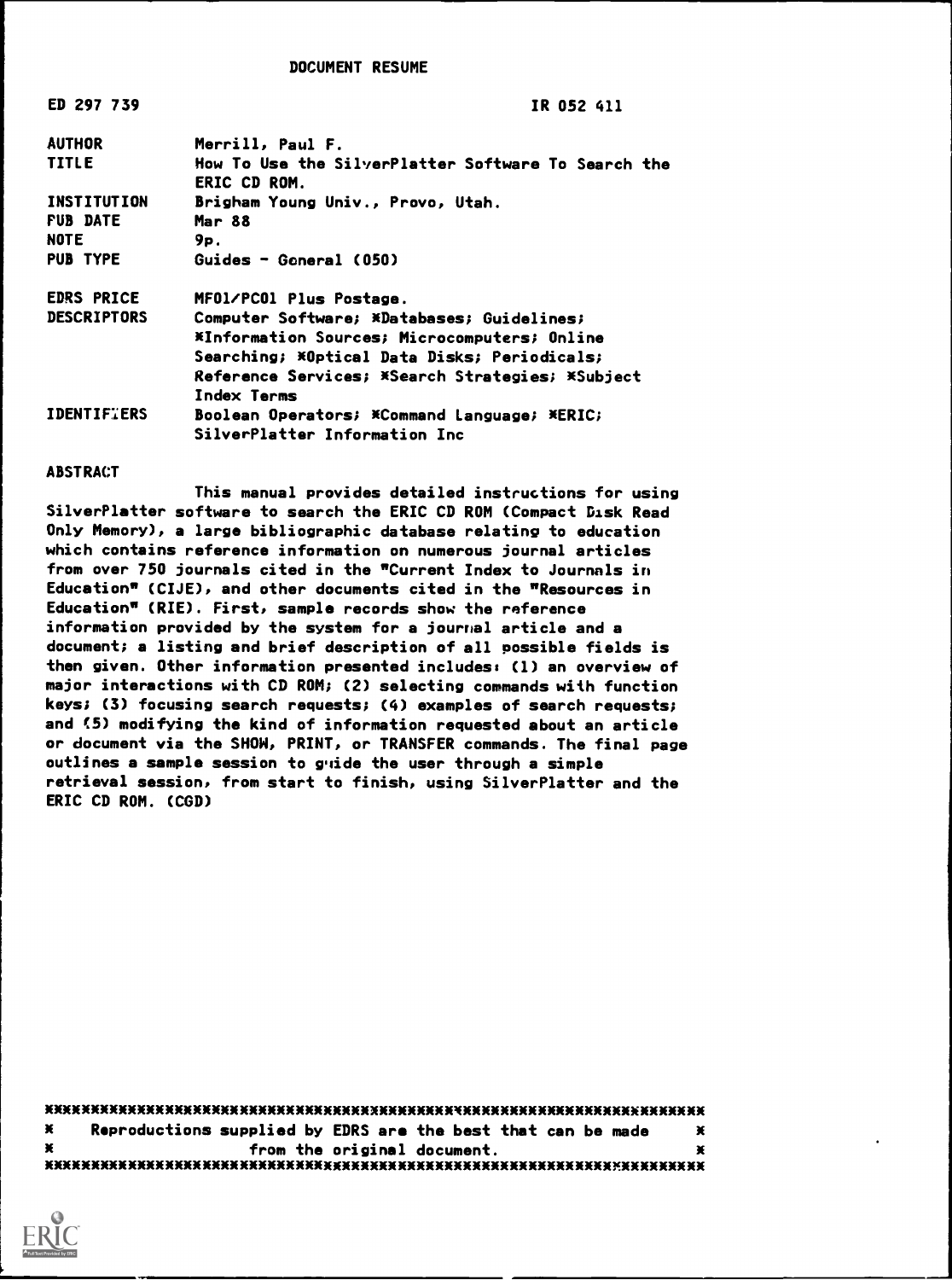# DOCUMENT RESUME

| | |
|---|---|
| ED 297 739 | IR 052 411 |
| AUTHOR | Merrill, Paul F. |
| TITLE | How To Use the SilverPlatter Software To Search the ERIC CD ROM. |
| INSTITUTION | Brigham Young Univ., Provo, Utah. |
| PUB DATE | Mar 88 |
| NOTE | 9p. |
| PUB TYPE | Guides - General (050) |
| EDRS PRICE | MF01/PC01 Plus Postage. |
| DESCRIPTORS | Computer Software; *Databases; Guidelines; *Information Sources; Microcomputers; Online Searching; *Optical Data Disks; Periodicals; Reference Services; *Search Strategies; *Subject Index Terms |
| IDENTIFIERS | Boolean Operators; *Command Language; *ERIC; SilverPlatter Information Inc |

## ABSTRACT

This manual provides detailed instructions for using SilverPlatter software to search the ERIC CD ROM (Compact Disk Read Only Memory), a large bibliographic database relating to education which contains reference information on numerous journal articles from over 750 journals cited in the "Current Index to Journals in Education" (CIJE), and other documents cited in the "Resources in Education" (RIE). First, sample records show the reference information provided by the system for a journal article and a document; a listing and brief description of all possible fields is then given. Other information presented includes: (1) an overview of major interactions with CD ROM; (2) selecting commands with function keys; (3) focusing search requests; (4) examples of search requests; and (5) modifying the kind of information requested about an article or document via the SHOW, PRINT, or TRANSFER commands. The final page outlines a sample session to guide the user through a simple retrieval session, from start to finish, using SilverPlatter and the ERIC CD ROM. (CGD)

***********************************************************************
* Reproductions supplied by EDRS are the best that can be made *
* from the original document. *
***********************************************************************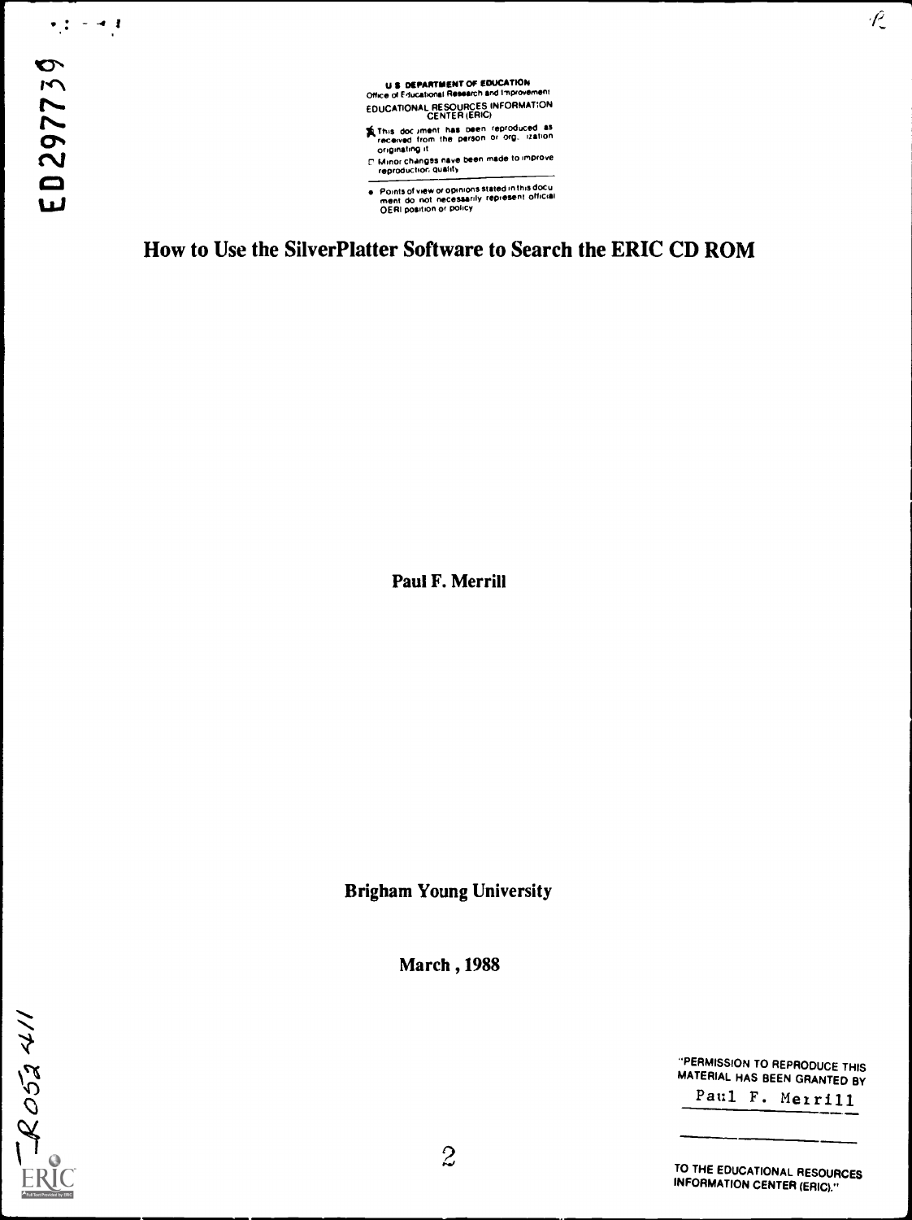U S DEPARTMENT OF EDUCATION
Office of Educational Research and Improvement

EDUCATIONAL RESOURCES INFORMATION CENTER (ERIC)

- This document has been reproduced as received from the person or organization originating it
- Minor changes have been made to improve reproduction quality

- Points of view or opinions stated in this document do not necessarily represent official OERI position or policy

# How to Use the SilverPlatter Software to Search the ERIC CD ROM

**Paul F. Merrill**

**Brigham Young University**

**March , 1988**

"PERMISSION TO REPRODUCE THIS MATERIAL HAS BEEN GRANTED BY

Paul F. Merrill

TO THE EDUCATIONAL RESOURCES INFORMATION CENTER (ERIC)."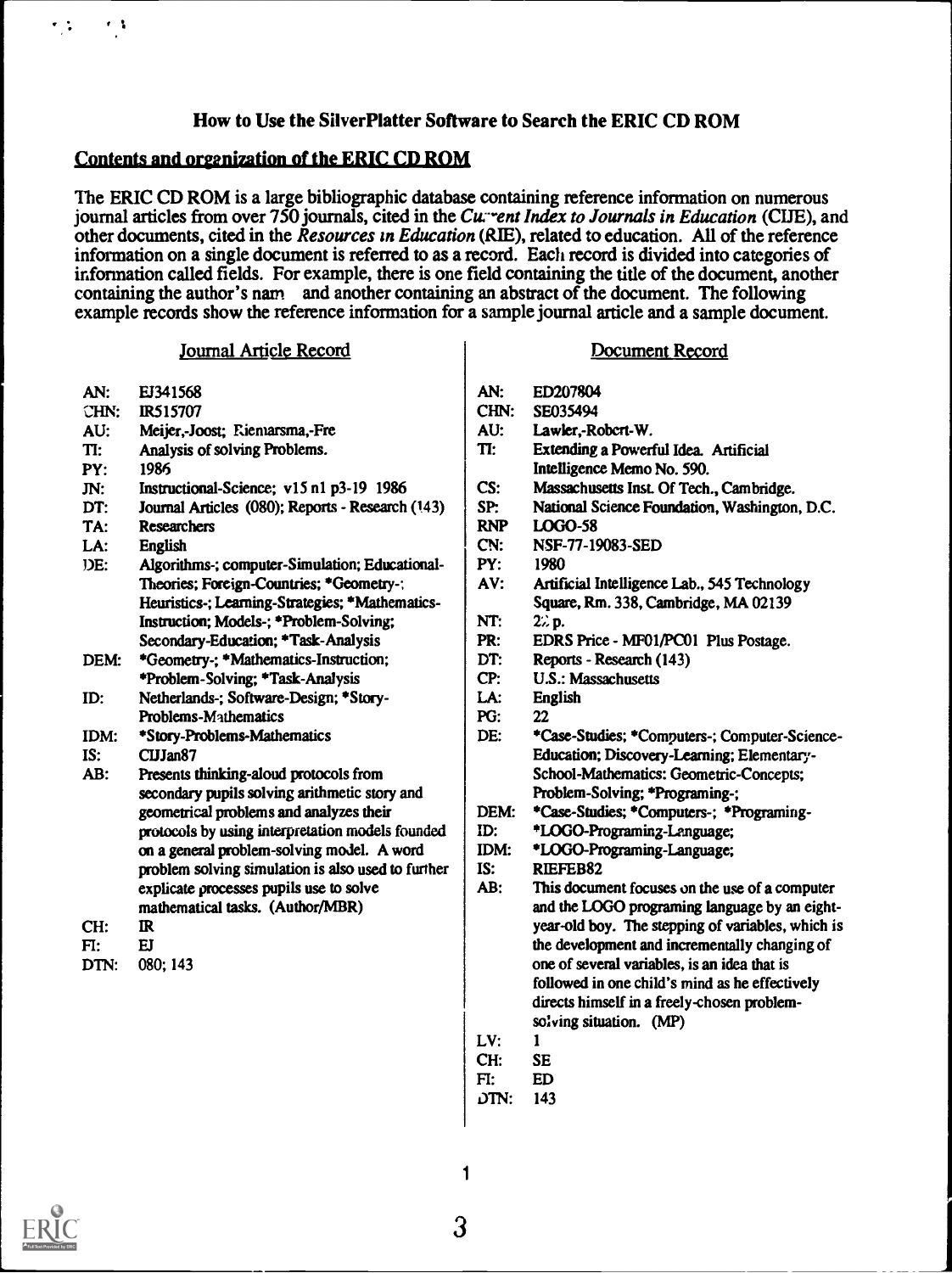## How to Use the SilverPlatter Software to Search the ERIC CD ROM

### Contents and organization of the ERIC CD ROM

The ERIC CD ROM is a large bibliographic database containing reference information on numerous journal articles from over 750 journals, cited in the *Current Index to Journals in Education* (CIJE), and other documents, cited in the *Resources in Education* (RIE), related to education. All of the reference information on a single document is referred to as a record. Each record is divided into categories of information called fields. For example, there is one field containing the title of the document, another containing the author's name and another containing an abstract of the document. The following example records show the reference information for a sample journal article and a sample document.

#### Journal Article Record

| | |
|---|---|
| AN: | EJ341568 |
| CHN: | IR515707 |
| AU: | Meijer,-Joost; Riemarsma,-Fre |
| TI: | Analysis of solving Problems. |
| PY: | 1986 |
| JN: | Instructional-Science; v15 n1 p3-19 1986 |
| DT: | Journal Articles (080); Reports - Research (143) |
| TA: | Researchers |
| LA: | English |
| DE: | Algorithms-; computer-Simulation; Educational-Theories; Foreign-Countries; *Geometry-; Heuristics-; Learning-Strategies; *Mathematics-Instruction; Models-; *Problem-Solving; Secondary-Education; *Task-Analysis |
| DEM: | *Geometry-; *Mathematics-Instruction; *Problem-Solving; *Task-Analysis |
| ID: | Netherlands-; Software-Design; *Story-Problems-Mathematics |
| IDM: | *Story-Problems-Mathematics |
| IS: | CIJJan87 |
| AB: | Presents thinking-aloud protocols from secondary pupils solving arithmetic story and geometrical problems and analyzes their protocols by using interpretation models founded on a general problem-solving model. A word problem solving simulation is also used to further explicate processes pupils use to solve mathematical tasks. (Author/MBR) |
| CH: | IR |
| FI: | EJ |
| DTN: | 080; 143 |

#### Document Record

| | |
|---|---|
| AN: | ED207804 |
| CHN: | SE035494 |
| AU: | Lawler,-Robert-W. |
| TI: | Extending a Powerful Idea. Artificial Intelligence Memo No. 590. |
| CS: | Massachusetts Inst. Of Tech., Cambridge. |
| SP: | National Science Foundation, Washington, D.C. |
| RNP | LOGO-58 |
| CN: | NSF-77-19083-SED |
| PY: | 1980 |
| AV: | Artificial Intelligence Lab., 545 Technology Square, Rm. 338, Cambridge, MA 02139 |
| NT: | 22 p. |
| PR: | EDRS Price - MF01/PC01 Plus Postage. |
| DT: | Reports - Research (143) |
| CP: | U.S.: Massachusetts |
| LA: | English |
| PG: | 22 |
| DE: | *Case-Studies; *Computers-; Computer-Science-Education; Discovery-Learning; Elementary-School-Mathematics; Geometric-Concepts; Problem-Solving; *Programing-; |
| DEM: | *Case-Studies; *Computers-; *Programing- |
| ID: | *LOGO-Programing-Language; |
| IDM: | *LOGO-Programing-Language; |
| IS: | RIEFEB82 |
| AB: | This document focuses on the use of a computer and the LOGO programing language by an eight-year-old boy. The stepping of variables, which is the development and incrementally changing of one of several variables, is an idea that is followed in one child's mind as he effectively directs himself in a freely-chosen problem-solving situation. (MP) |
| LV: | 1 |
| CH: | SE |
| FI: | ED |
| DTN: | 143 |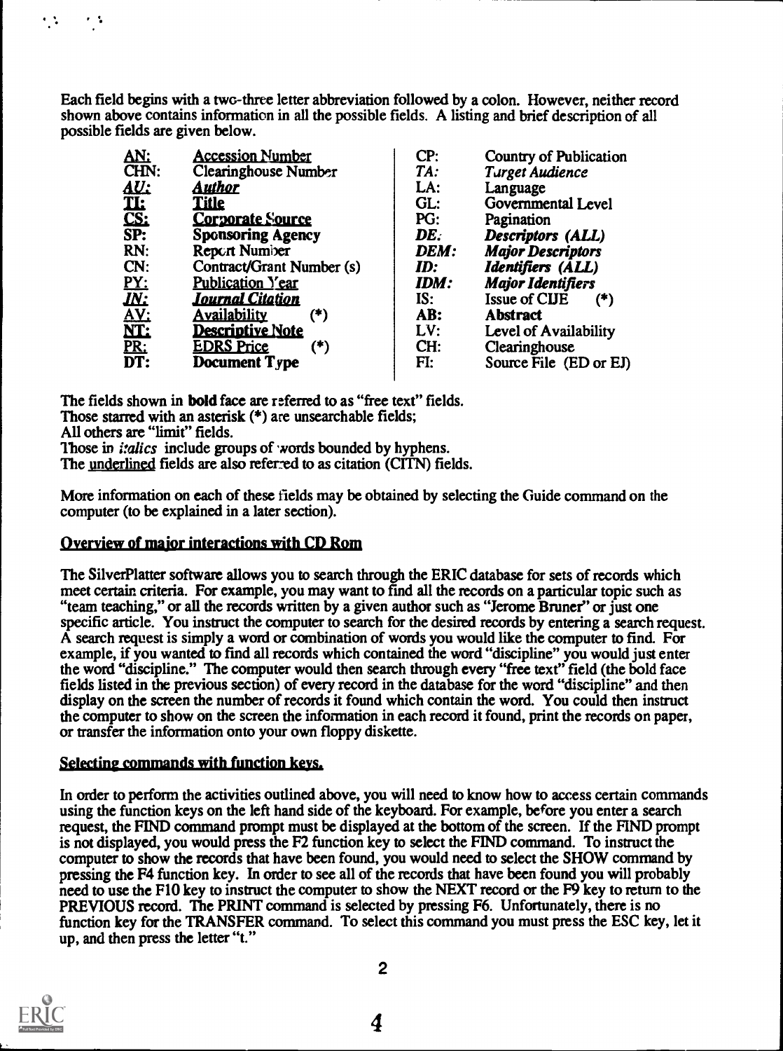Each field begins with a two-three letter abbreviation followed by a colon. However, neither record shown above contains information in all the possible fields. A listing and brief description of all possible fields are given below.

| | | | |
|---|---|---|---|
| <u>AN:</u> | <u>Accession Number</u> | CP: | Country of Publication |
| CHN: | Clearinghouse Number | *TA:* | *Target Audience* |
| <u>***AU:***</u> | <u>***Author***</u> | LA: | Language |
| <u>**TI:**</u> | <u>**Title**</u> | GL: | Governmental Level |
| <u>**CS:**</u> | <u>**Corporate Source**</u> | PG: | Pagination |
| **SP:** | **Sponsoring Agency** | ***DE:*** | ***Descriptors (ALL)*** |
| RN: | Report Number | ***DEM:*** | ***Major Descriptors*** |
| CN: | Contract/Grant Number (s) | ***ID:*** | ***Identifiers (ALL)*** |
| <u>PY:</u> | <u>Publication Year</u> | ***IDM:*** | ***Major Identifiers*** |
| <u>***JN:***</u> | <u>***Journal Citation***</u> | IS: | Issue of CIJE (*) |
| <u>AV:</u> | <u>Availability</u> (*) | **AB:** | **Abstract** |
| <u>**NT:**</u> | <u>**Descriptive Note**</u> | LV: | Level of Availability |
| <u>PR:</u> | <u>EDRS Price</u> (*) | CH: | Clearinghouse |
| **DT:** | **Document Type** | FI: | Source File (ED or EJ) |

The fields shown in **bold** face are referred to as "free text" fields.
Those starred with an asterisk (*) are unsearchable fields;
All others are "limit" fields.
Those in *italics* include groups of words bounded by hyphens.
The <u>underlined</u> fields are also referred to as citation (CITN) fields.

More information on each of these fields may be obtained by selecting the Guide command on the computer (to be explained in a later section).

## <u>Overview of major interactions with CD Rom</u>

The SilverPlatter software allows you to search through the ERIC database for sets of records which meet certain criteria. For example, you may want to find all the records on a particular topic such as "team teaching," or all the records written by a given author such as "Jerome Bruner" or just one specific article. You instruct the computer to search for the desired records by entering a search request. A search request is simply a word or combination of words you would like the computer to find. For example, if you wanted to find all records which contained the word "discipline" you would just enter the word "discipline." The computer would then search through every "free text" field (the bold face fields listed in the previous section) of every record in the database for the word "discipline" and then display on the screen the number of records it found which contain the word. You could then instruct the computer to show on the screen the information in each record it found, print the records on paper, or transfer the information onto your own floppy diskette.

## <u>Selecting commands with function keys.</u>

In order to perform the activities outlined above, you will need to know how to access certain commands using the function keys on the left hand side of the keyboard. For example, before you enter a search request, the FIND command prompt must be displayed at the bottom of the screen. If the FIND prompt is not displayed, you would press the F2 function key to select the FIND command. To instruct the computer to show the records that have been found, you would need to select the SHOW command by pressing the F4 function key. In order to see all of the records that have been found you will probably need to use the F10 key to instruct the computer to show the NEXT record or the F9 key to return to the PREVIOUS record. The PRINT command is selected by pressing F6. Unfortunately, there is no function key for the TRANSFER command. To select this command you must press the ESC key, let it up, and then press the letter "t."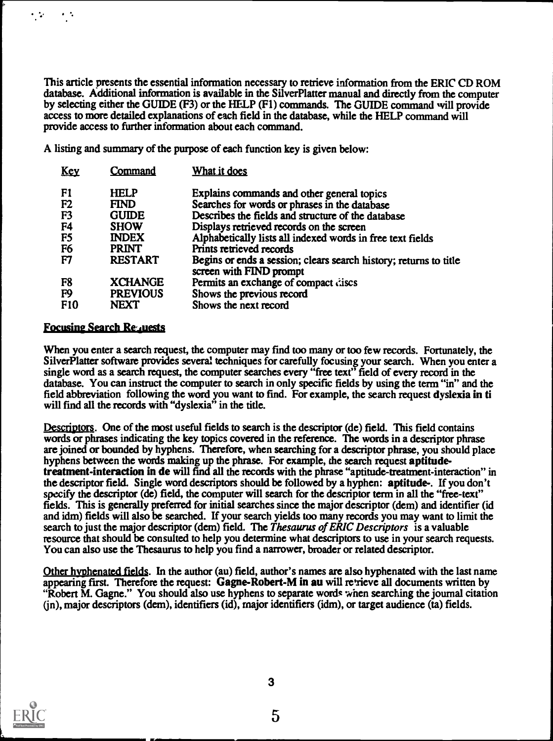This article presents the essential information necessary to retrieve information from the ERIC CD ROM database. Additional information is available in the SilverPlatter manual and directly from the computer by selecting either the GUIDE (F3) or the HELP (F1) commands. The GUIDE command will provide access to more detailed explanations of each field in the database, while the HELP command will provide access to further information about each command.

A listing and summary of the purpose of each function key is given below:

| Key | Command | What it does |
|---|---|---|
| F1 | HELP | Explains commands and other general topics |
| F2 | FIND | Searches for words or phrases in the database |
| F3 | GUIDE | Describes the fields and structure of the database |
| F4 | SHOW | Displays retrieved records on the screen |
| F5 | INDEX | Alphabetically lists all indexed words in free text fields |
| F6 | PRINT | Prints retrieved records |
| F7 | RESTART | Begins or ends a session; clears search history; returns to title screen with FIND prompt |
| F8 | XCHANGE | Permits an exchange of compact discs |
| F9 | PREVIOUS | Shows the previous record |
| F10 | NEXT | Shows the next record |

## Focusing Search Requests

When you enter a search request, the computer may find too many or too few records. Fortunately, the SilverPlatter software provides several techniques for carefully focusing your search. When you enter a single word as a search request, the computer searches every "free text" field of every record in the database. You can instruct the computer to search in only specific fields by using the term "in" and the field abbreviation following the word you want to find. For example, the search request **dyslexia in ti** will find all the records with "dyslexia" in the title.

Descriptors. One of the most useful fields to search is the descriptor (de) field. This field contains words or phrases indicating the key topics covered in the reference. The words in a descriptor phrase are joined or bounded by hyphens. Therefore, when searching for a descriptor phrase, you should place hyphens between the words making up the phrase. For example, the search request **aptitude-treatment-interaction in de** will find all the records with the phrase "aptitude-treatment-interaction" in the descriptor field. Single word descriptors should be followed by a hyphen: **aptitude-**. If you don't specify the descriptor (de) field, the computer will search for the descriptor term in all the "free-text" fields. This is generally preferred for initial searches since the major descriptor (dem) and identifier (id and idm) fields will also be searched. If your search yields too many records you may want to limit the search to just the major descriptor (dem) field. The *Thesaurus of ERIC Descriptors* is a valuable resource that should be consulted to help you determine what descriptors to use in your search requests. You can also use the Thesaurus to help you find a narrower, broader or related descriptor.

Other hyphenated fields. In the author (au) field, author's names are also hyphenated with the last name appearing first. Therefore the request: **Gagne-Robert-M in au** will retrieve all documents written by "Robert M. Gagne." You should also use hyphens to separate words when searching the journal citation (jn), major descriptors (dem), identifiers (id), major identifiers (idm), or target audience (ta) fields.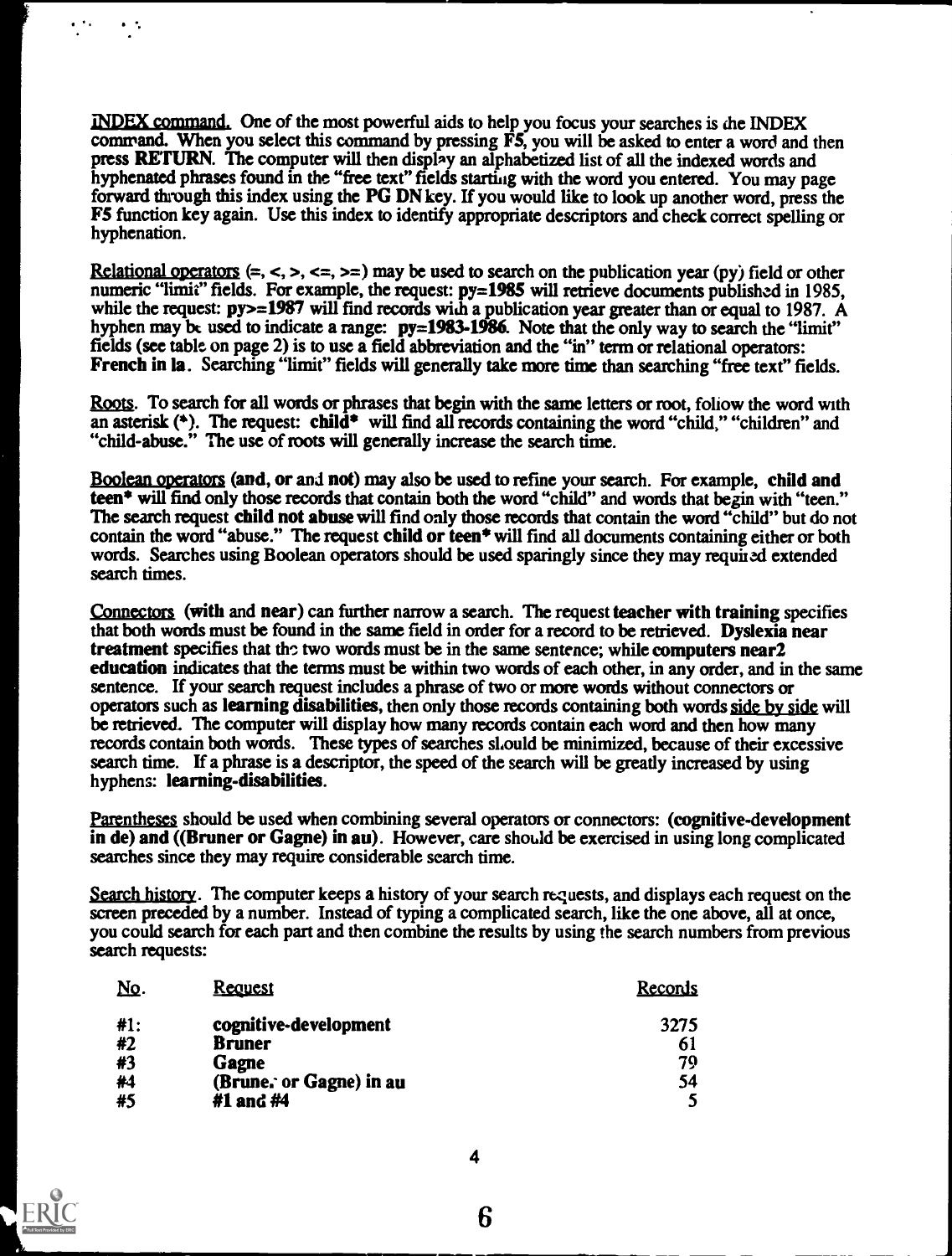INDEX command. One of the most powerful aids to help you focus your searches is the INDEX command. When you select this command by pressing **F5**, you will be asked to enter a word and then press **RETURN**. The computer will then display an alphabetized list of all the indexed words and hyphenated phrases found in the "free text" fields starting with the word you entered. You may page forward through this index using the **PG DN** key. If you would like to look up another word, press the **F5** function key again. Use this index to identify appropriate descriptors and check correct spelling or hyphenation.

Relational operators (=, <, >, <=, >=) may be used to search on the publication year (py) field or other numeric "limit" fields. For example, the request: **py=1985** will retrieve documents published in 1985, while the request: **py>=1987** will find records with a publication year greater than or equal to 1987. A hyphen may be used to indicate a range: **py=1983-1986**. Note that the only way to search the "limit" fields (see table on page 2) is to use a field abbreviation and the "in" term or relational operators: **French in la**. Searching "limit" fields will generally take more time than searching "free text" fields.

Roots. To search for all words or phrases that begin with the same letters or root, follow the word with an asterisk (*). The request: **child*** will find all records containing the word "child," "children" and "child-abuse." The use of roots will generally increase the search time.

Boolean operators (**and**, **or** and **not**) may also be used to refine your search. For example, **child and teen*** will find only those records that contain both the word "child" and words that begin with "teen." The search request **child not abuse** will find only those records that contain the word "child" but do not contain the word "abuse." The request **child or teen*** will find all documents containing either or both words. Searches using Boolean operators should be used sparingly since they may required extended search times.

Connectors (**with** and **near**) can further narrow a search. The request **teacher with training** specifies that both words must be found in the same field in order for a record to be retrieved. **Dyslexia near treatment** specifies that the two words must be in the same sentence; while **computers near2 education** indicates that the terms must be within two words of each other, in any order, and in the same sentence. If your search request includes a phrase of two or more words without connectors or operators such as **learning disabilities**, then only those records containing both words side by side will be retrieved. The computer will display how many records contain each word and then how many records contain both words. These types of searches should be minimized, because of their excessive search time. If a phrase is a descriptor, the speed of the search will be greatly increased by using hyphens: **learning-disabilities**.

Parentheses should be used when combining several operators or connectors: **(cognitive-development in de) and ((Bruner or Gagne) in au)**. However, care should be exercised in using long complicated searches since they may require considerable search time.

Search history. The computer keeps a history of your search requests, and displays each request on the screen preceded by a number. Instead of typing a complicated search, like the one above, all at once, you could search for each part and then combine the results by using the search numbers from previous search requests:

| No. | Request | Records |
|---|---|---|
| #1: | **cognitive-development** | 3275 |
| #2 | **Bruner** | 61 |
| #3 | **Gagne** | 79 |
| #4 | **(Bruner or Gagne) in au** | 54 |
| #5 | **#1 and #4** | 5 |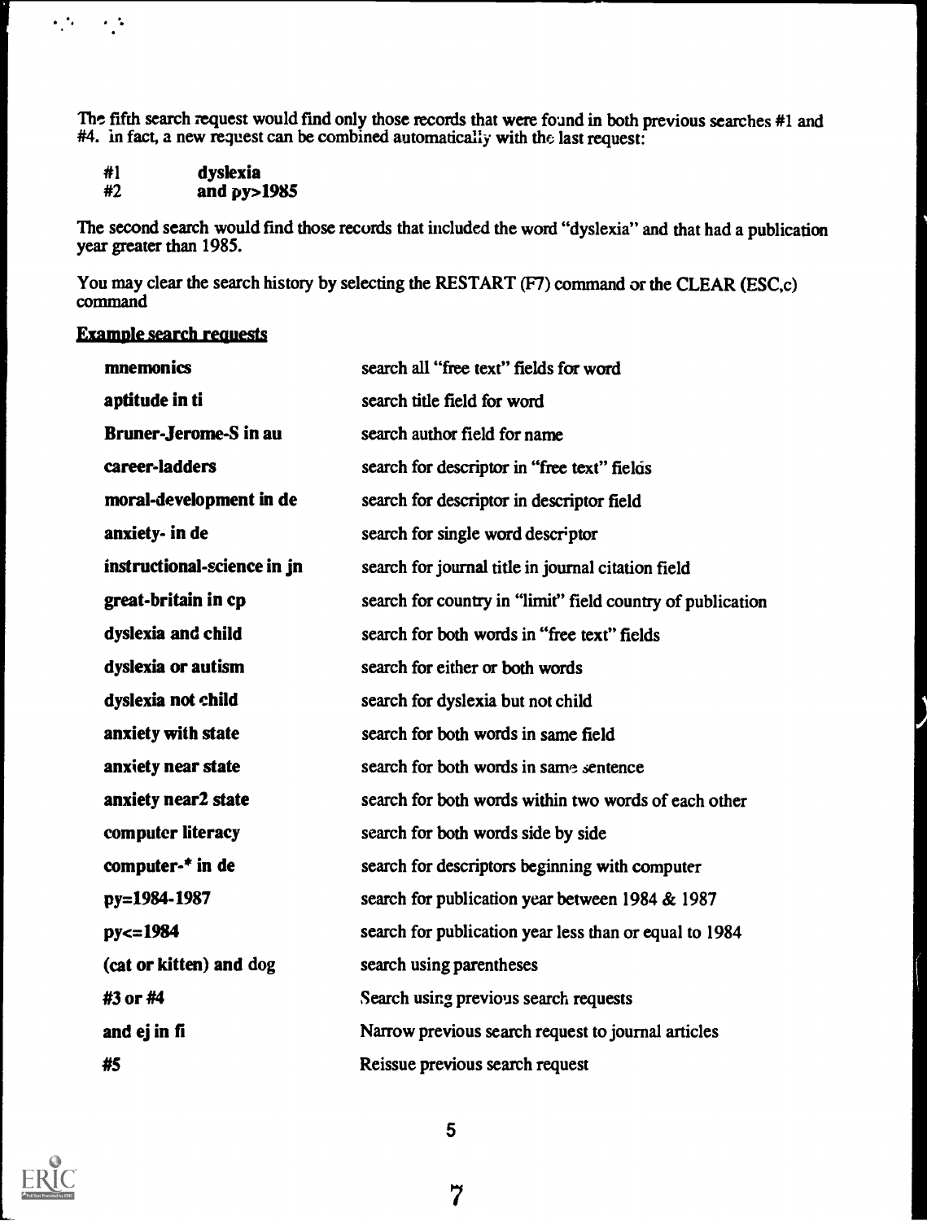The fifth search request would find only those records that were found in both previous searches #1 and #4. in fact, a new request can be combined automatically with the last request:

| | |
|---|---|
| #1 | **dyslexia** |
| #2 | **and py>1985** |

The second search would find those records that included the word "dyslexia" and that had a publication year greater than 1985.

You may clear the search history by selecting the RESTART (F7) command or the CLEAR (ESC,c) command

<u>Example search requests</u>

| | |
|---|---|
| **mnemonics** | search all "free text" fields for word |
| **aptitude in ti** | search title field for word |
| **Bruner-Jerome-S in au** | search author field for name |
| **career-ladders** | search for descriptor in "free text" fields |
| **moral-development in de** | search for descriptor in descriptor field |
| **anxiety- in de** | search for single word descriptor |
| **instructional-science in jn** | search for journal title in journal citation field |
| **great-britain in cp** | search for country in "limit" field country of publication |
| **dyslexia and child** | search for both words in "free text" fields |
| **dyslexia or autism** | search for either or both words |
| **dyslexia not child** | search for dyslexia but not child |
| **anxiety with state** | search for both words in same field |
| **anxiety near state** | search for both words in same sentence |
| **anxiety near2 state** | search for both words within two words of each other |
| **computer literacy** | search for both words side by side |
| **computer-* in de** | search for descriptors beginning with computer |
| **py=1984-1987** | search for publication year between 1984 & 1987 |
| **py<=1984** | search for publication year less than or equal to 1984 |
| **(cat or kitten) and dog** | search using parentheses |
| **#3 or #4** | Search using previous search requests |
| **and ej in fi** | Narrow previous search request to journal articles |
| **#5** | Reissue previous search request |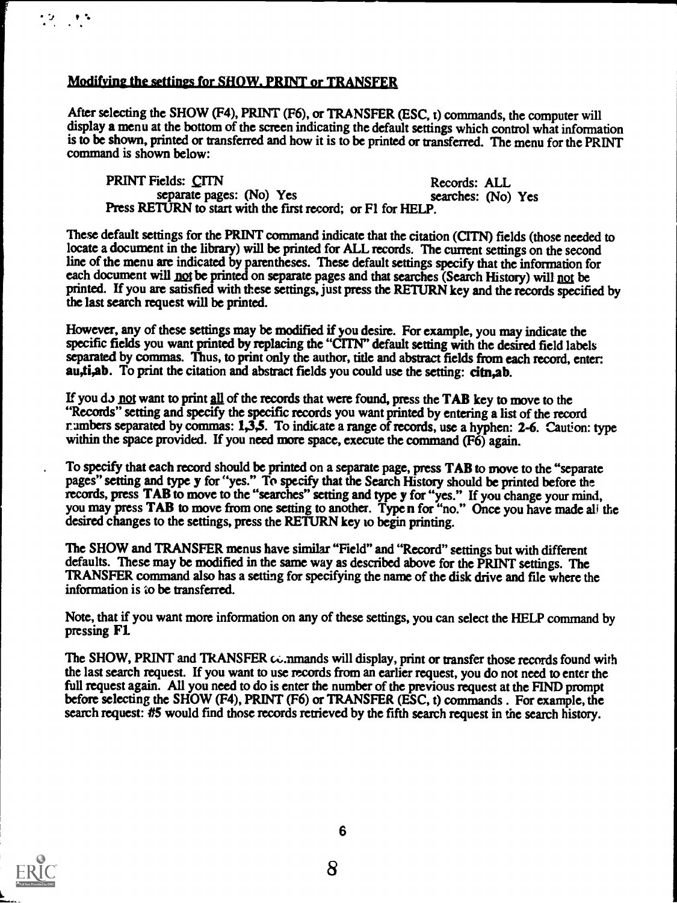## Modifying the settings for SHOW, PRINT or TRANSFER

After selecting the SHOW (F4), PRINT (F6), or TRANSFER (ESC, t) commands, the computer will display a menu at the bottom of the screen indicating the default settings which control what information is to be shown, printed or transferred and how it is to be printed or transferred. The menu for the PRINT command is shown below:

```
PRINT Fields: CITN                                    Records: ALL
        separate pages: (No) Yes                      searches: (No) Yes
Press RETURN to start with the first record; or F1 for HELP.
```

These default settings for the PRINT command indicate that the citation (CITN) fields (those needed to locate a document in the library) will be printed for ALL records. The current settings on the second line of the menu are indicated by parentheses. These default settings specify that the information for each document will not be printed on separate pages and that searches (Search History) will not be printed. If you are satisfied with these settings, just press the RETURN key and the records specified by the last search request will be printed.

However, any of these settings may be modified if you desire. For example, you may indicate the specific fields you want printed by replacing the "CITN" default setting with the desired field labels separated by commas. Thus, to print only the author, title and abstract fields from each record, enter: **au,ti,ab**. To print the citation and abstract fields you could use the setting: **citn,ab**.

If you do not want to print all of the records that were found, press the **TAB** key to move to the "Records" setting and specify the specific records you want printed by entering a list of the record numbers separated by commas: **1,3,5**. To indicate a range of records, use a hyphen: **2-6**. Caution: type within the space provided. If you need more space, execute the command (F6) again.

To specify that each record should be printed on a separate page, press **TAB** to move to the "separate pages" setting and type **y** for "yes." To specify that the Search History should be printed before the records, press **TAB** to move to the "searches" setting and type **y** for "yes." If you change your mind, you may press **TAB** to move from one setting to another. Type **n** for "no." Once you have made all the desired changes to the settings, press the RETURN key to begin printing.

The SHOW and TRANSFER menus have similar "Field" and "Record" settings but with different defaults. These may be modified in the same way as described above for the PRINT settings. The TRANSFER command also has a setting for specifying the name of the disk drive and file where the information is to be transferred.

Note, that if you want more information on any of these settings, you can select the HELP command by pressing **F1**.

The SHOW, PRINT and TRANSFER commands will display, print or transfer those records found with the last search request. If you want to use records from an earlier request, you do not need to enter the full request again. All you need to do is enter the number of the previous request at the FIND prompt before selecting the SHOW (F4), PRINT (F6) or TRANSFER (ESC, t) commands. For example, the search request: #5 would find those records retrieved by the fifth search request in the search history.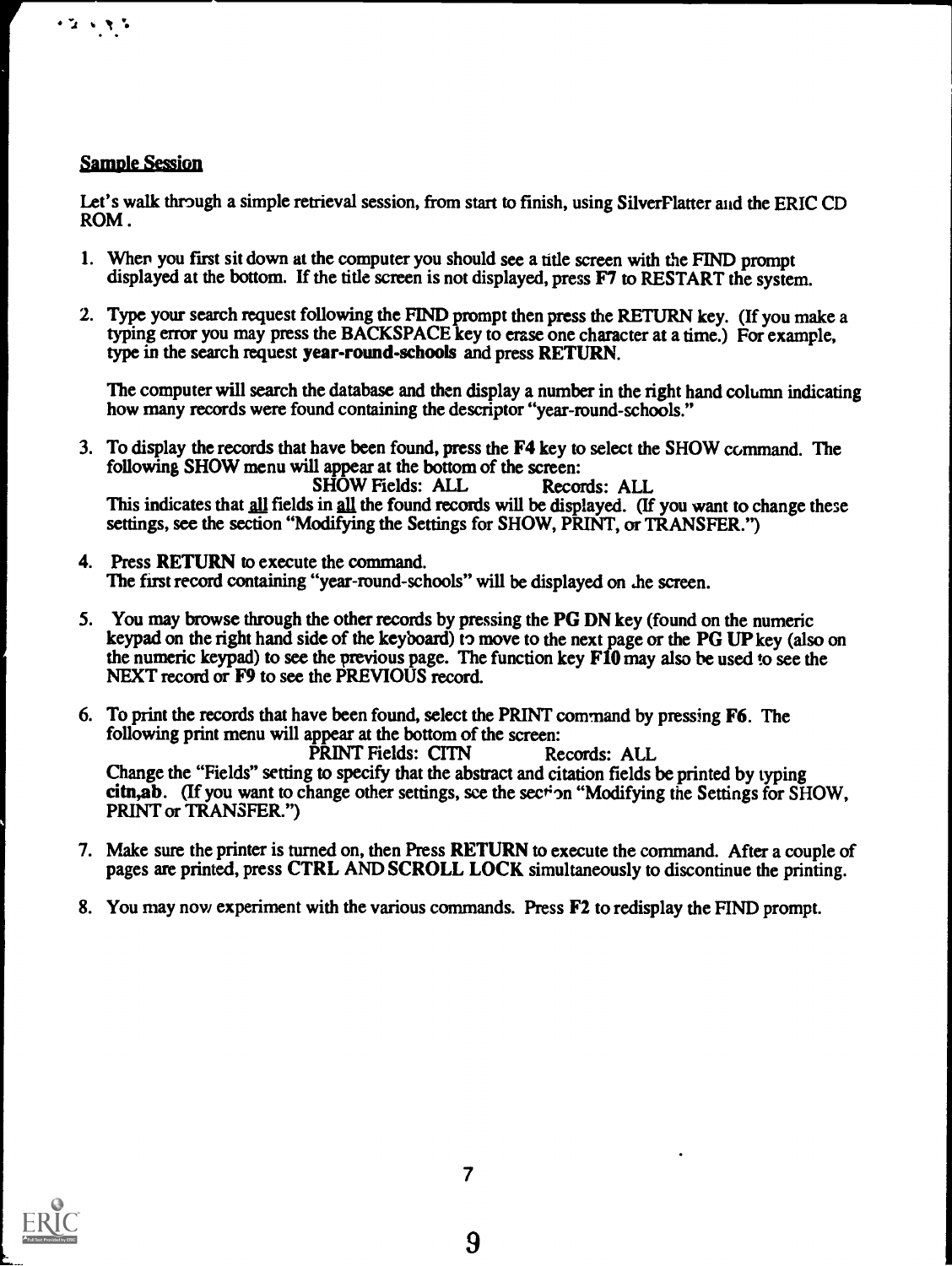## Sample Session

Let's walk through a simple retrieval session, from start to finish, using SilverPlatter and the ERIC CD ROM.

1. When you first sit down at the computer you should see a title screen with the FIND prompt displayed at the bottom. If the title screen is not displayed, press **F7** to RESTART the system.

2. Type your search request following the FIND prompt then press the RETURN key. (If you make a typing error you may press the BACKSPACE key to erase one character at a time.) For example, type in the search request **year-round-schools** and press **RETURN**.

   The computer will search the database and then display a number in the right hand column indicating how many records were found containing the descriptor "year-round-schools."

3. To display the records that have been found, press the **F4** key to select the SHOW command. The following SHOW menu will appear at the bottom of the screen:

   SHOW Fields: ALL Records: ALL

   This indicates that all fields in all the found records will be displayed. (If you want to change these settings, see the section "Modifying the Settings for SHOW, PRINT, or TRANSFER.")

4. Press **RETURN** to execute the command.
   The first record containing "year-round-schools" will be displayed on the screen.

5. You may browse through the other records by pressing the **PG DN** key (found on the numeric keypad on the right hand side of the keyboard) to move to the next page or the **PG UP** key (also on the numeric keypad) to see the previous page. The function key **F10** may also be used to see the NEXT record or **F9** to see the PREVIOUS record.

6. To print the records that have been found, select the PRINT command by pressing **F6**. The following print menu will appear at the bottom of the screen:

   PRINT Fields: CITN Records: ALL

   Change the "Fields" setting to specify that the abstract and citation fields be printed by typing **citn,ab**. (If you want to change other settings, see the section "Modifying the Settings for SHOW, PRINT or TRANSFER.")

7. Make sure the printer is turned on, then Press **RETURN** to execute the command. After a couple of pages are printed, press **CTRL AND SCROLL LOCK** simultaneously to discontinue the printing.

8. You may now experiment with the various commands. Press **F2** to redisplay the FIND prompt.